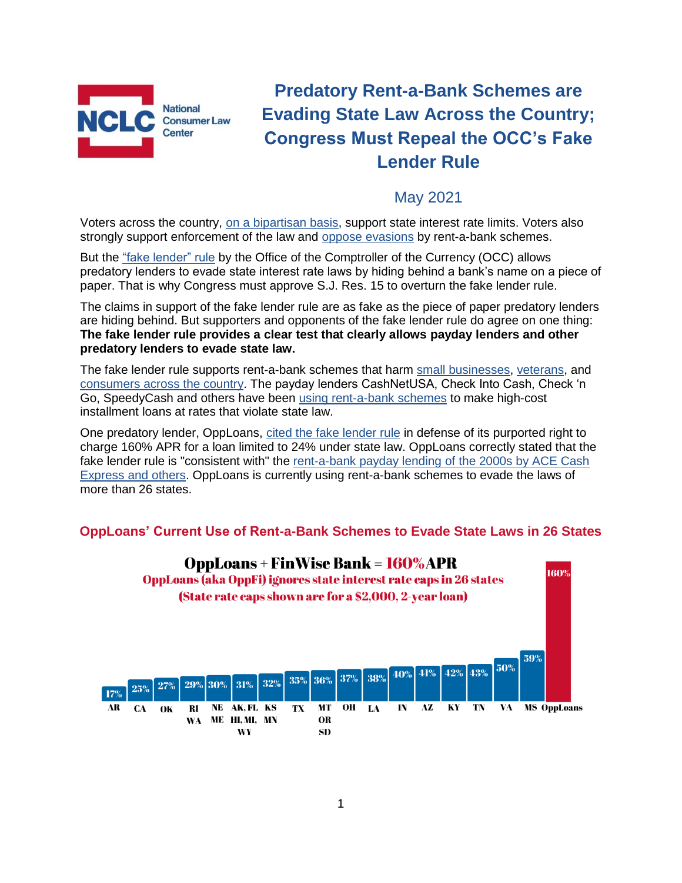National Consumer Law Center

# Predatory Rent-a-Bank Schemes are Evading State Law Across the Country; Congress Must Repeal the OCC's Fake Lender Rule

## May 2021

Voters across the country, on a bipartisan basis, support state interest rate limits. Voters also strongly support enforcement of the law and oppose evasions by rent-a-bank schemes.

But the "fake lender" rule by the Office of the Comptroller of the Currency (OCC) allows predatory lenders to evade state interest rate laws by hiding behind a bank's name on a piece of paper. That is why Congress must approve S.J. Res. 15 to overturn the fake lender rule.

The claims in support of the fake lender rule are as fake as the piece of paper predatory lenders are hiding behind. But supporters and opponents of the fake lender rule do agree on one thing: **The fake lender rule provides a clear test that clearly allows payday lenders and other predatory lenders to evade state law.**

The fake lender rule supports rent-a-bank schemes that harm small businesses, veterans, and consumers across the country. The payday lenders CashNetUSA, Check Into Cash, Check 'n Go, SpeedyCash and others have been using rent-a-bank schemes to make high-cost installment loans at rates that violate state law.

One predatory lender, OppLoans, cited the fake lender rule in defense of its purported right to charge 160% APR for a loan limited to 24% under state law. OppLoans correctly stated that the fake lender rule is "consistent with" the rent-a-bank payday lending of the 2000s by ACE Cash Express and others. OppLoans is currently using rent-a-bank schemes to evade the laws of more than 26 states.

### OppLoans' Current Use of Rent-a-Bank Schemes to Evade State Laws in 26 States

**OppLoans + FinWise Bank = 160% APR**

OppLoans (aka OppFi) ignores state interest rate caps in 26 states

(State rate caps shown are for a $2,000, 2-year loan)

| State(s) | Rate cap |
|---|---|
| AR | 17% |
| CA | 25% |
| OK | 27% |
| RI, WA | 29% |
| NE, ME | 30% |
| AK, FL, HI, MI, WY | 31% |
| KS, MN | 32% |
| TX | 35% |
| MT, OR, SD | 36% |
| OH | 37% |
| LA | 38% |
| IN | 40% |
| AZ | 41% |
| KY | 42% |
| TN | 43% |
| VA | 50% |
| MS | 59% |
| OppLoans | 160% |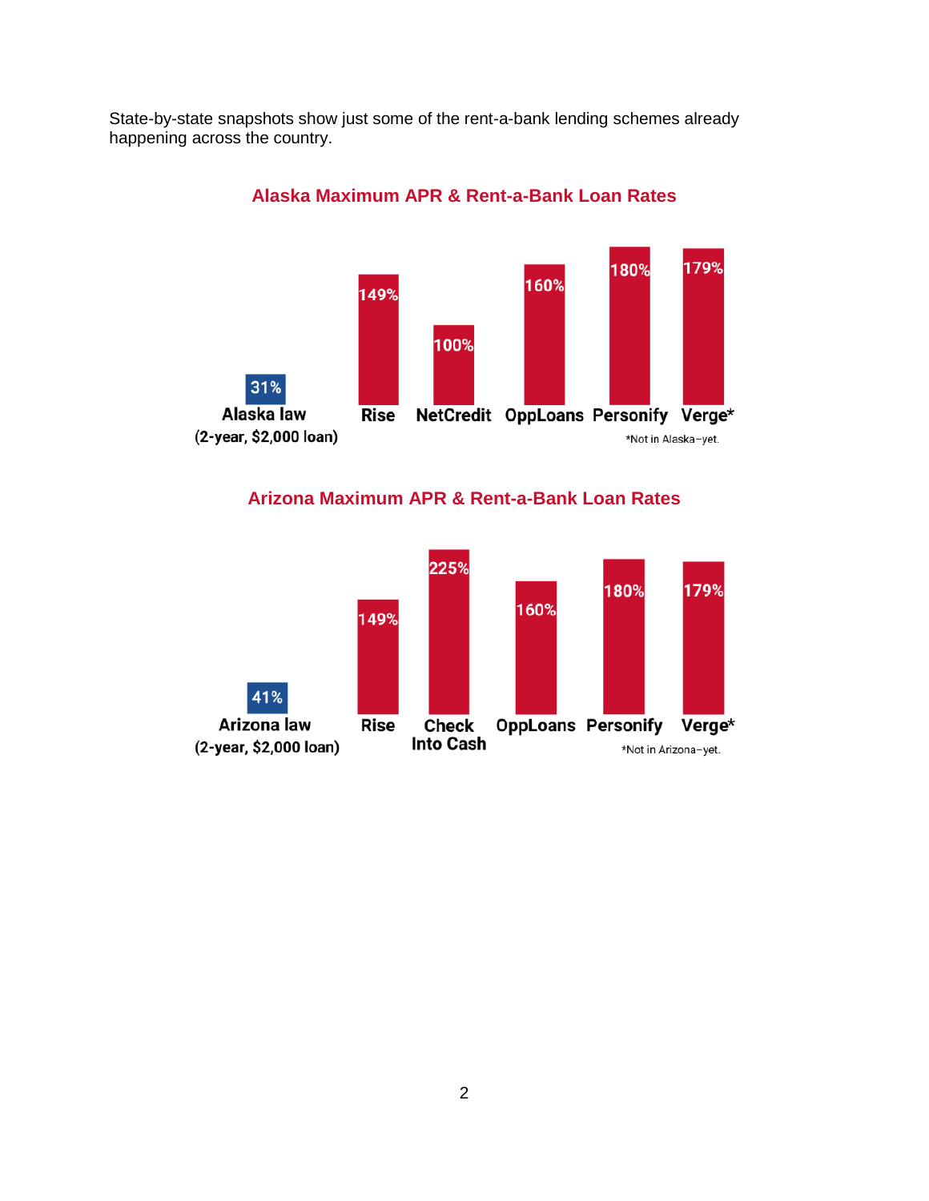State-by-state snapshots show just some of the rent-a-bank lending schemes already happening across the country.

**Alaska Maximum APR & Rent-a-Bank Loan Rates**

| Alaska law (2-year, $2,000 loan) | Rise | NetCredit | OppLoans | Personify | Verge* |
|---|---|---|---|---|---|
| 31% | 149% | 100% | 160% | 180% | 179% |

*Not in Alaska–yet.

**Arizona Maximum APR & Rent-a-Bank Loan Rates**

| Arizona law (2-year, $2,000 loan) | Rise | Check Into Cash | OppLoans | Personify | Verge* |
|---|---|---|---|---|---|
| 41% | 149% | 225% | 160% | 180% | 179% |

*Not in Arizona–yet.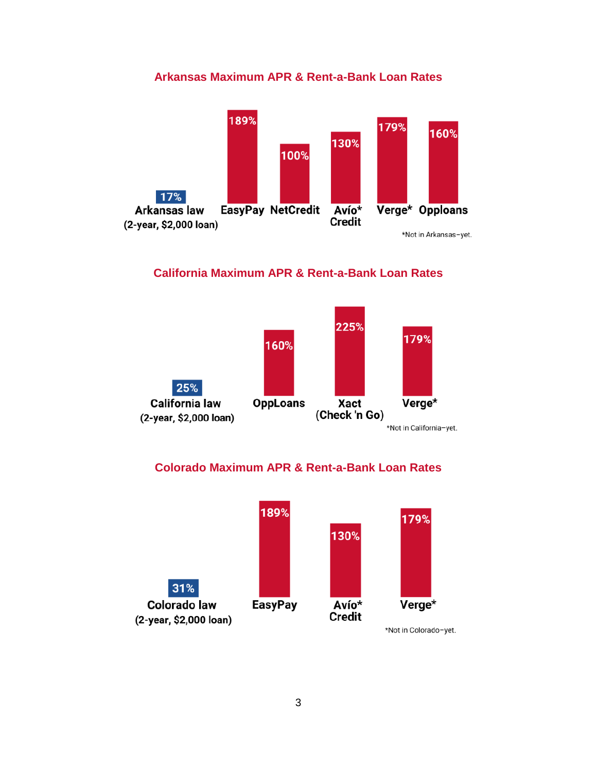## Arkansas Maximum APR & Rent-a-Bank Loan Rates

| Arkansas law (2-year, $2,000 loan) | EasyPay | NetCredit | Avío* Credit | Verge* | Opploans |
|---|---|---|---|---|---|
| 17% | 189% | 100% | 130% | 179% | 160% |

*Not in Arkansas–yet.

## California Maximum APR & Rent-a-Bank Loan Rates

| California law (2-year, $2,000 loan) | OppLoans | Xact (Check 'n Go) | Verge* |
|---|---|---|---|
| 25% | 160% | 225% | 179% |

*Not in California–yet.

## Colorado Maximum APR & Rent-a-Bank Loan Rates

| Colorado law (2-year, $2,000 loan) | EasyPay | Avío* Credit | Verge* |
|---|---|---|---|
| 31% | 189% | 130% | 179% |

*Not in Colorado–yet.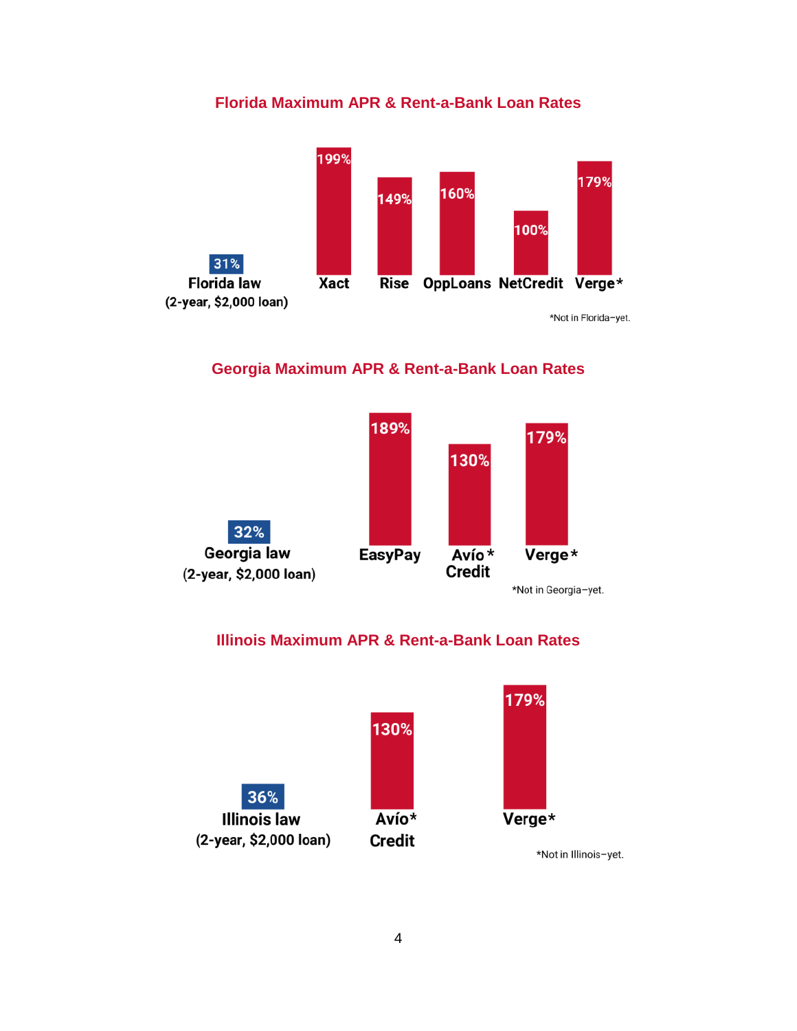### Florida Maximum APR & Rent-a-Bank Loan Rates

| Florida law (2-year, $2,000 loan) | Xact | Rise | OppLoans | NetCredit | Verge* |
|---|---|---|---|---|---|
| 31% | 199% | 149% | 160% | 100% | 179% |

*Not in Florida–yet.

### Georgia Maximum APR & Rent-a-Bank Loan Rates

| Georgia law (2-year, $2,000 loan) | EasyPay | Avío* Credit | Verge* |
|---|---|---|---|
| 32% | 189% | 130% | 179% |

*Not in Georgia–yet.

### Illinois Maximum APR & Rent-a-Bank Loan Rates

| Illinois law (2-year, $2,000 loan) | Avío* Credit | Verge* |
|---|---|---|
| 36% | 130% | 179% |

*Not in Illinois–yet.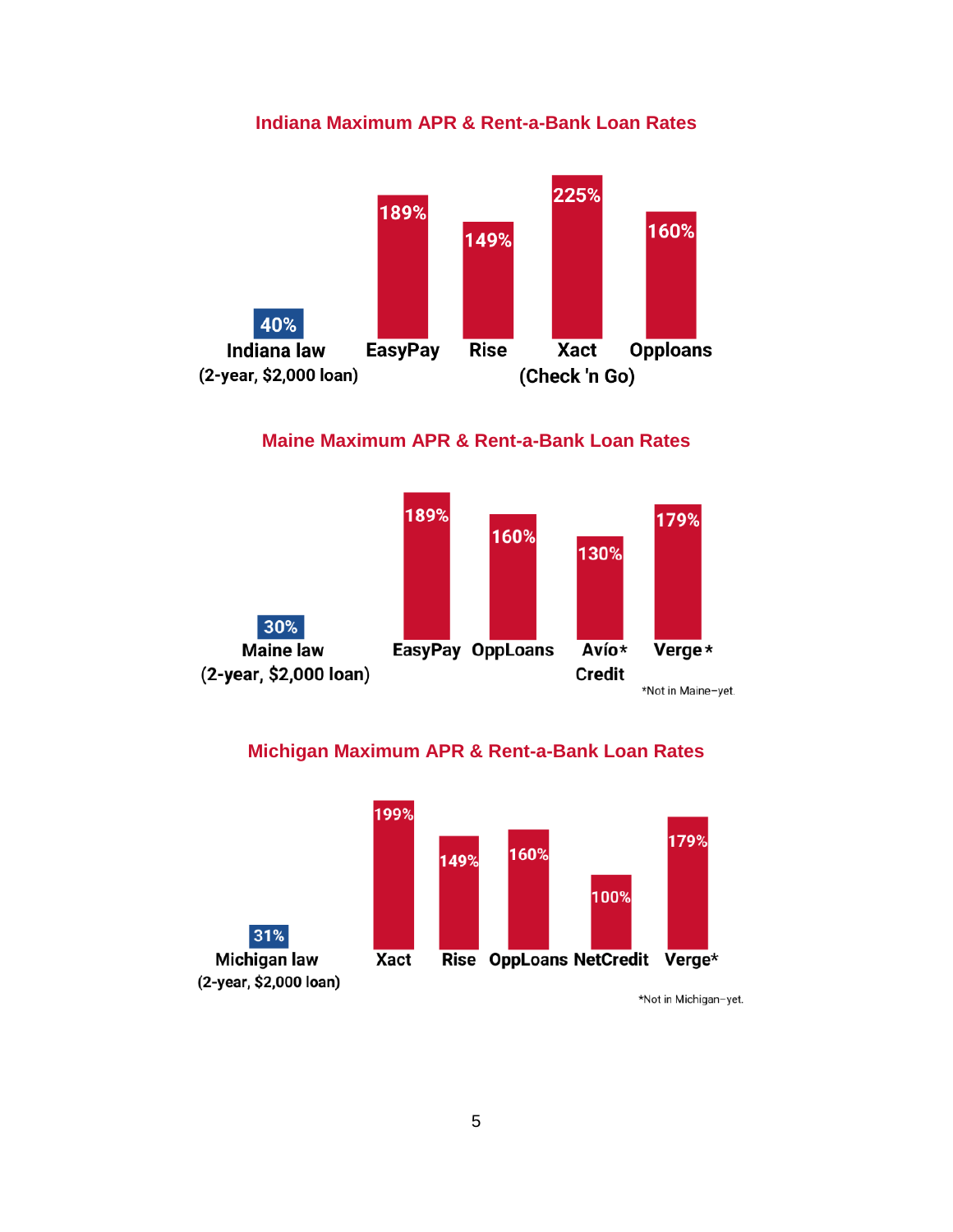### Indiana Maximum APR & Rent-a-Bank Loan Rates

| Lender | APR |
|---|---|
| Indiana law (2-year, $2,000 loan) | 40% |
| EasyPay | 189% |
| Rise | 149% |
| Xact (Check 'n Go) | 225% |
| Opploans | 160% |

### Maine Maximum APR & Rent-a-Bank Loan Rates

| Lender | APR |
|---|---|
| Maine law (2-year, $2,000 loan) | 30% |
| EasyPay | 189% |
| OppLoans | 160% |
| Avío* Credit | 130% |
| Verge* | 179% |

*Not in Maine–yet.

### Michigan Maximum APR & Rent-a-Bank Loan Rates

| Lender | APR |
|---|---|
| Michigan law (2-year, $2,000 loan) | 31% |
| Xact | 199% |
| Rise | 149% |
| OppLoans | 160% |
| NetCredit | 100% |
| Verge* | 179% |

*Not in Michigan–yet.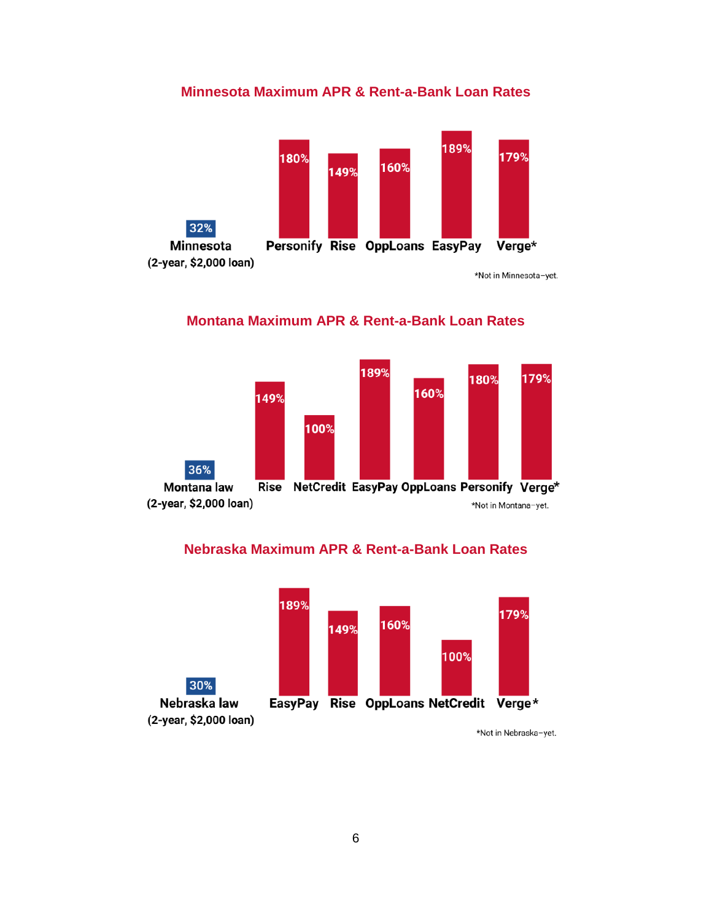## Minnesota Maximum APR & Rent-a-Bank Loan Rates

| Lender | APR |
| --- | --- |
| Minnesota (2-year, $2,000 loan) | 32% |
| Personify | 180% |
| Rise | 149% |
| OppLoans | 160% |
| EasyPay | 189% |
| Verge* | 179% |

*Not in Minnesota–yet.

## Montana Maximum APR & Rent-a-Bank Loan Rates

| Lender | APR |
| --- | --- |
| Montana law (2-year, $2,000 loan) | 36% |
| Rise | 149% |
| NetCredit | 100% |
| EasyPay | 189% |
| OppLoans | 160% |
| Personify | 180% |
| Verge* | 179% |

*Not in Montana–yet.

## Nebraska Maximum APR & Rent-a-Bank Loan Rates

| Lender | APR |
| --- | --- |
| Nebraska law (2-year, $2,000 loan) | 30% |
| EasyPay | 189% |
| Rise | 149% |
| OppLoans | 160% |
| NetCredit | 100% |
| Verge* | 179% |

*Not in Nebraska–yet.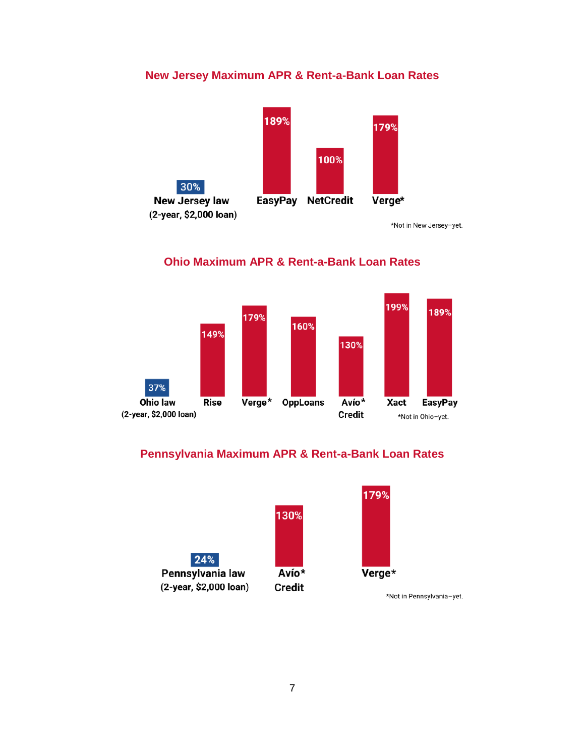### New Jersey Maximum APR & Rent-a-Bank Loan Rates

| | APR |
|---|---|
| New Jersey law (2-year, $2,000 loan) | 30% |
| EasyPay | 189% |
| NetCredit | 100% |
| Verge* | 179% |

*Not in New Jersey–yet.

### Ohio Maximum APR & Rent-a-Bank Loan Rates

| | APR |
|---|---|
| Ohio law (2-year, $2,000 loan) | 37% |
| Rise | 149% |
| Verge* | 179% |
| OppLoans | 160% |
| Avío* Credit | 130% |
| Xact | 199% |
| EasyPay | 189% |

*Not in Ohio–yet.

### Pennsylvania Maximum APR & Rent-a-Bank Loan Rates

| | APR |
|---|---|
| Pennsylvania law (2-year, $2,000 loan) | 24% |
| Avío* Credit | 130% |
| Verge* | 179% |

*Not in Pennsylvania–yet.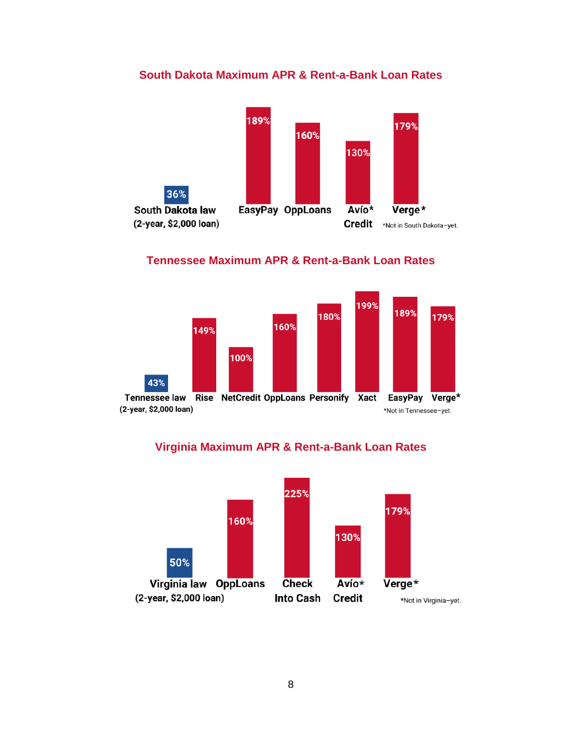## South Dakota Maximum APR & Rent-a-Bank Loan Rates

| Lender | APR |
| --- | --- |
| South Dakota law (2-year, $2,000 loan) | 36% |
| EasyPay | 189% |
| OppLoans | 160% |
| Avío* Credit | 130% |
| Verge* | 179% |

*Not in South Dakota–yet.

## Tennessee Maximum APR & Rent-a-Bank Loan Rates

| Lender | APR |
| --- | --- |
| Tennessee law (2-year, $2,000 loan) | 43% |
| Rise | 149% |
| NetCredit | 100% |
| OppLoans | 160% |
| Personify | 180% |
| Xact | 199% |
| EasyPay | 189% |
| Verge* | 179% |

*Not in Tennessee–yet.

## Virginia Maximum APR & Rent-a-Bank Loan Rates

| Lender | APR |
| --- | --- |
| Virginia law (2-year, $2,000 loan) | 50% |
| OppLoans | 160% |
| Check Into Cash | 225% |
| Avío* Credit | 130% |
| Verge* | 179% |

*Not in Virginia–yet.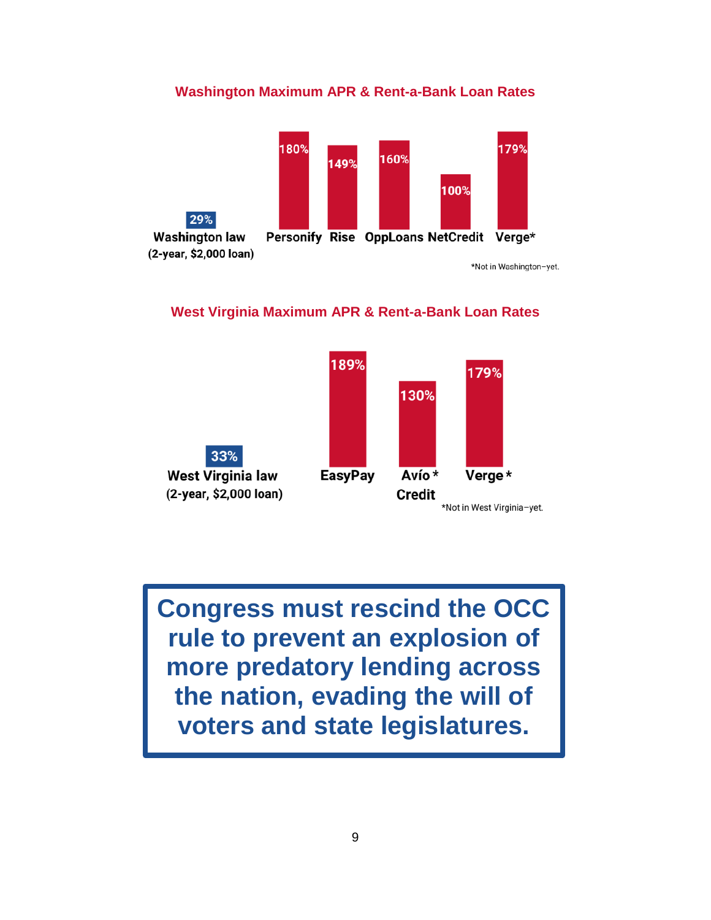## Washington Maximum APR & Rent-a-Bank Loan Rates

29%
Washington law
(2-year, $2,000 loan)

180%
Personify

149%
Rise

160%
OppLoans

100%
NetCredit

179%
Verge*

*Not in Washington–yet.

## West Virginia Maximum APR & Rent-a-Bank Loan Rates

33%
West Virginia law
(2-year, $2,000 loan)

189%
EasyPay

130%
Avío* Credit

179%
Verge*

*Not in West Virginia–yet.

**Congress must rescind the OCC rule to prevent an explosion of more predatory lending across the nation, evading the will of voters and state legislatures.**